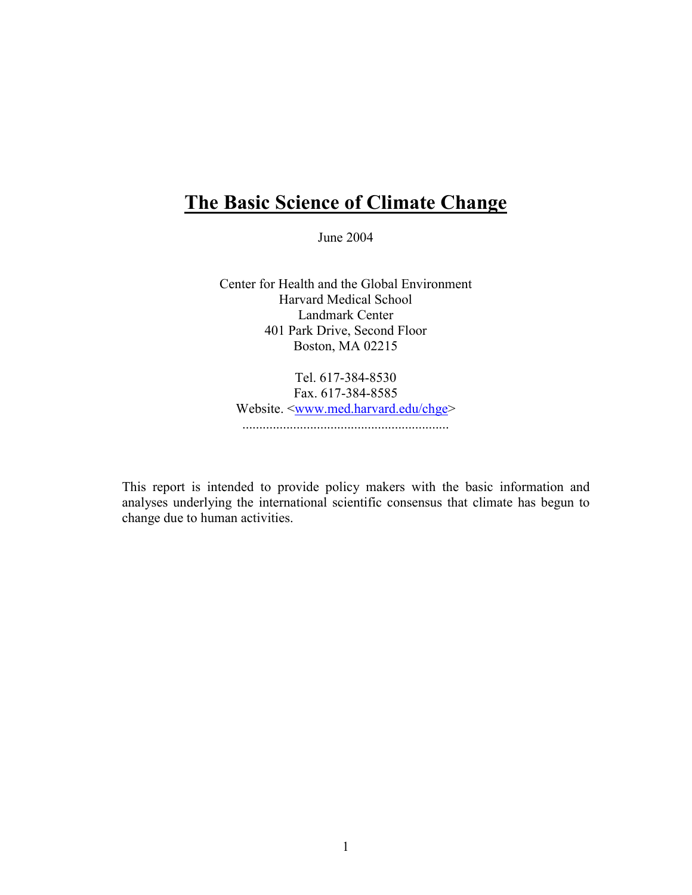# The Basic Science of Climate Change

June 2004

Center for Health and the Global Environment
Harvard Medical School
Landmark Center
401 Park Drive, Second Floor
Boston, MA 02215

Tel. 617-384-8530
Fax. 617-384-8585
Website. <www.med.harvard.edu/chge>
............................................................

This report is intended to provide policy makers with the basic information and analyses underlying the international scientific consensus that climate has begun to change due to human activities.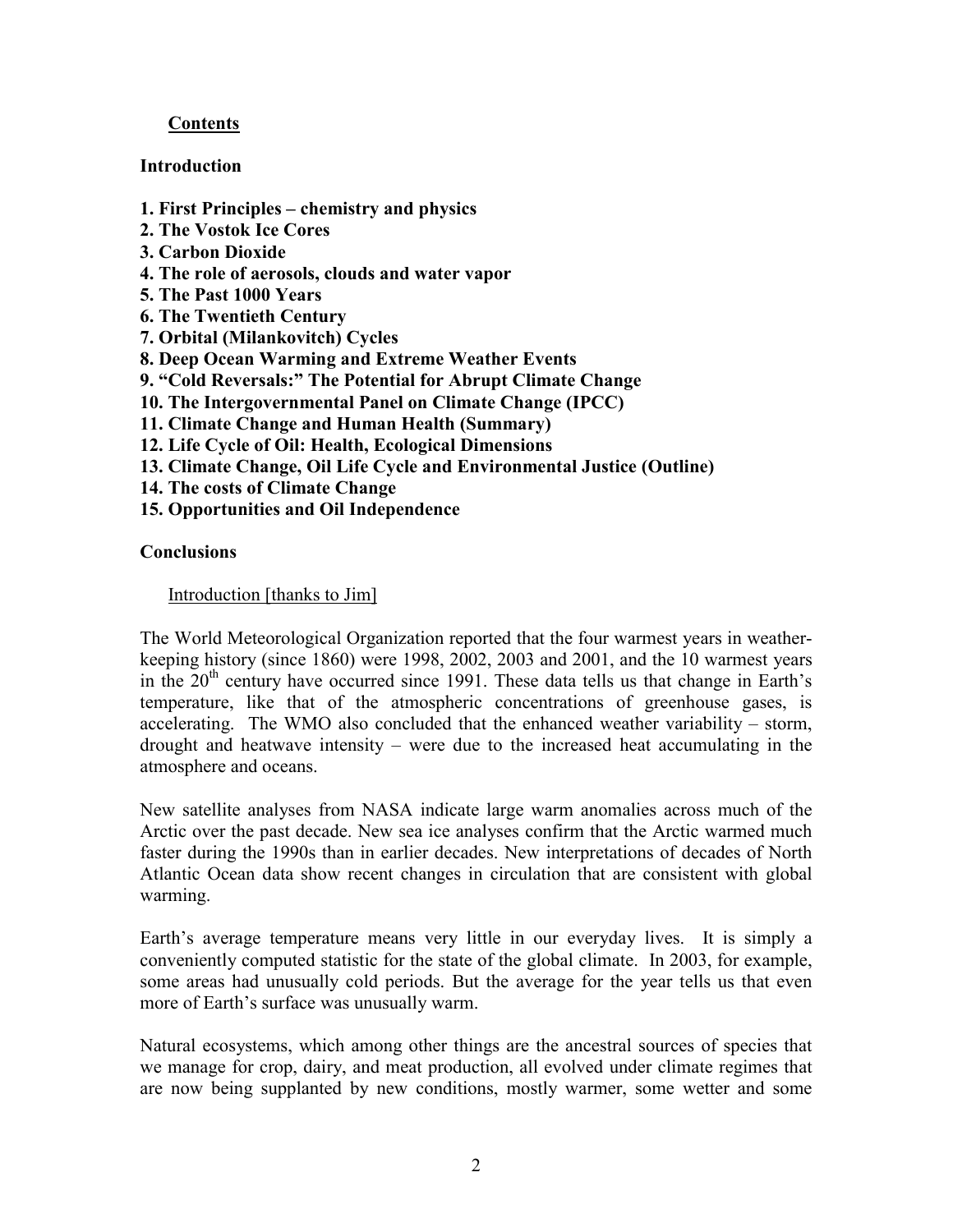## Contents

**Introduction**

**1. First Principles – chemistry and physics**
**2. The Vostok Ice Cores**
**3. Carbon Dioxide**
**4. The role of aerosols, clouds and water vapor**
**5. The Past 1000 Years**
**6. The Twentieth Century**
**7. Orbital (Milankovitch) Cycles**
**8. Deep Ocean Warming and Extreme Weather Events**
**9. "Cold Reversals:" The Potential for Abrupt Climate Change**
**10. The Intergovernmental Panel on Climate Change (IPCC)**
**11. Climate Change and Human Health (Summary)**
**12. Life Cycle of Oil: Health, Ecological Dimensions**
**13. Climate Change, Oil Life Cycle and Environmental Justice (Outline)**
**14. The costs of Climate Change**
**15. Opportunities and Oil Independence**

**Conclusions**

## Introduction [thanks to Jim]

The World Meteorological Organization reported that the four warmest years in weather-keeping history (since 1860) were 1998, 2002, 2003 and 2001, and the 10 warmest years in the $20^{th}$ century have occurred since 1991. These data tells us that change in Earth's temperature, like that of the atmospheric concentrations of greenhouse gases, is accelerating. The WMO also concluded that the enhanced weather variability – storm, drought and heatwave intensity – were due to the increased heat accumulating in the atmosphere and oceans.

New satellite analyses from NASA indicate large warm anomalies across much of the Arctic over the past decade. New sea ice analyses confirm that the Arctic warmed much faster during the 1990s than in earlier decades. New interpretations of decades of North Atlantic Ocean data show recent changes in circulation that are consistent with global warming.

Earth's average temperature means very little in our everyday lives. It is simply a conveniently computed statistic for the state of the global climate. In 2003, for example, some areas had unusually cold periods. But the average for the year tells us that even more of Earth's surface was unusually warm.

Natural ecosystems, which among other things are the ancestral sources of species that we manage for crop, dairy, and meat production, all evolved under climate regimes that are now being supplanted by new conditions, mostly warmer, some wetter and some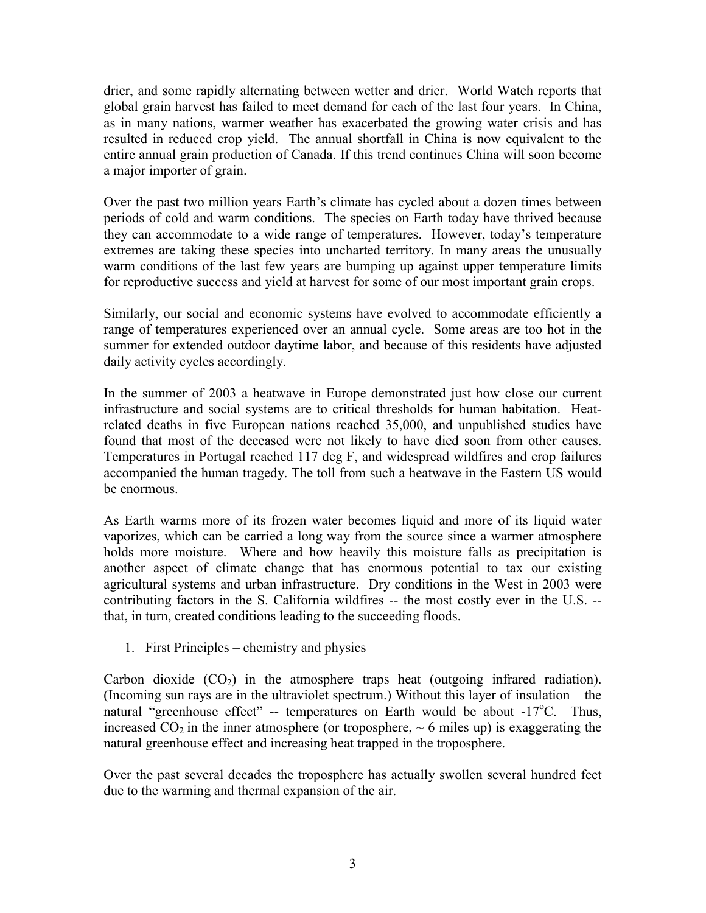drier, and some rapidly alternating between wetter and drier. World Watch reports that global grain harvest has failed to meet demand for each of the last four years. In China, as in many nations, warmer weather has exacerbated the growing water crisis and has resulted in reduced crop yield. The annual shortfall in China is now equivalent to the entire annual grain production of Canada. If this trend continues China will soon become a major importer of grain.

Over the past two million years Earth's climate has cycled about a dozen times between periods of cold and warm conditions. The species on Earth today have thrived because they can accommodate to a wide range of temperatures. However, today's temperature extremes are taking these species into uncharted territory. In many areas the unusually warm conditions of the last few years are bumping up against upper temperature limits for reproductive success and yield at harvest for some of our most important grain crops.

Similarly, our social and economic systems have evolved to accommodate efficiently a range of temperatures experienced over an annual cycle. Some areas are too hot in the summer for extended outdoor daytime labor, and because of this residents have adjusted daily activity cycles accordingly.

In the summer of 2003 a heatwave in Europe demonstrated just how close our current infrastructure and social systems are to critical thresholds for human habitation. Heat-related deaths in five European nations reached 35,000, and unpublished studies have found that most of the deceased were not likely to have died soon from other causes. Temperatures in Portugal reached 117 deg F, and widespread wildfires and crop failures accompanied the human tragedy. The toll from such a heatwave in the Eastern US would be enormous.

As Earth warms more of its frozen water becomes liquid and more of its liquid water vaporizes, which can be carried a long way from the source since a warmer atmosphere holds more moisture. Where and how heavily this moisture falls as precipitation is another aspect of climate change that has enormous potential to tax our existing agricultural systems and urban infrastructure. Dry conditions in the West in 2003 were contributing factors in the S. California wildfires -- the most costly ever in the U.S. -- that, in turn, created conditions leading to the succeeding floods.

1. First Principles – chemistry and physics

Carbon dioxide ($CO_2$) in the atmosphere traps heat (outgoing infrared radiation). (Incoming sun rays are in the ultraviolet spectrum.) Without this layer of insulation – the natural "greenhouse effect" -- temperatures on Earth would be about -17$^{o}$C. Thus, increased $CO_2$ in the inner atmosphere (or troposphere, ~ 6 miles up) is exaggerating the natural greenhouse effect and increasing heat trapped in the troposphere.

Over the past several decades the troposphere has actually swollen several hundred feet due to the warming and thermal expansion of the air.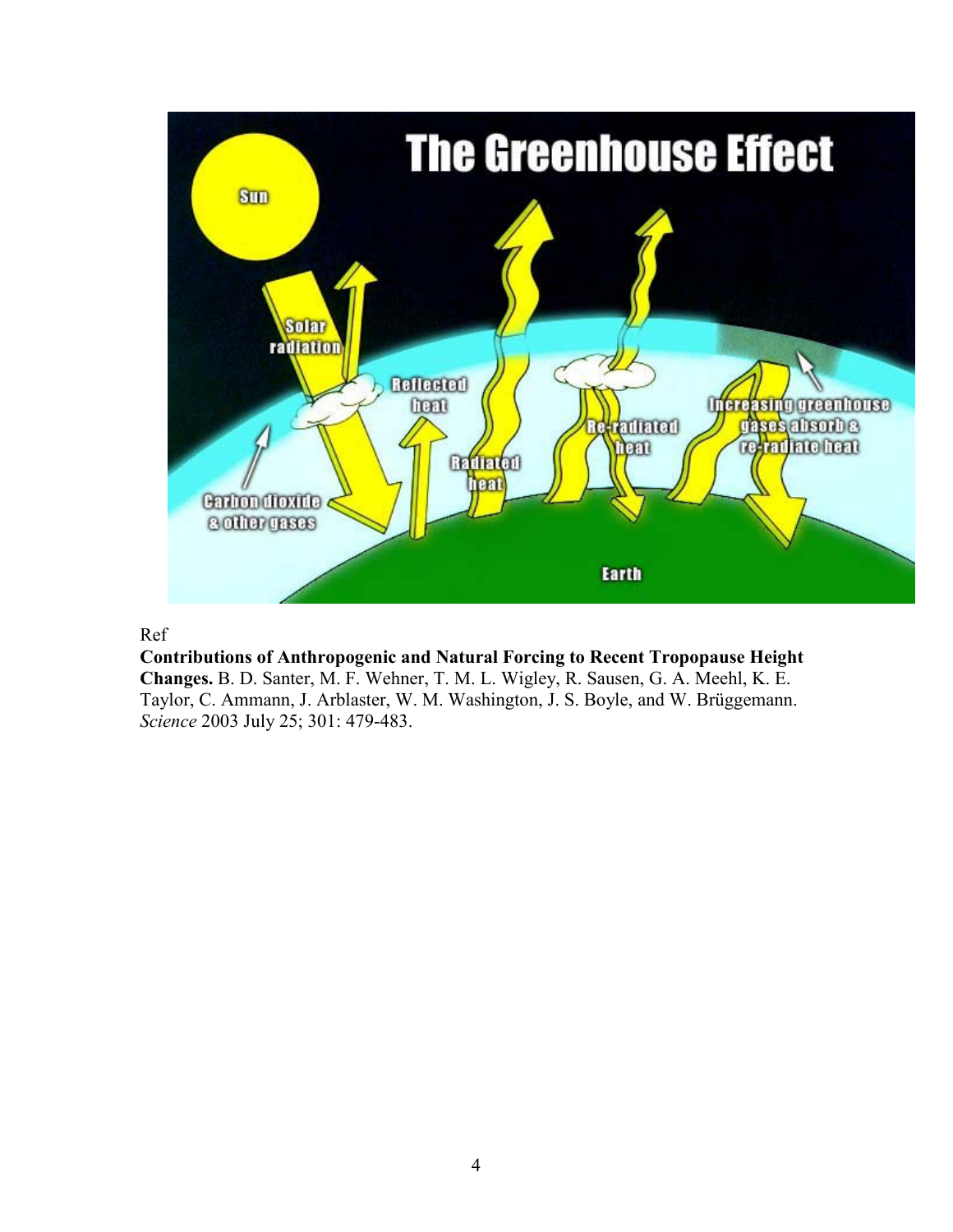Ref

**Contributions of Anthropogenic and Natural Forcing to Recent Tropopause Height Changes.** B. D. Santer, M. F. Wehner, T. M. L. Wigley, R. Sausen, G. A. Meehl, K. E. Taylor, C. Ammann, J. Arblaster, W. M. Washington, J. S. Boyle, and W. Brüggemann. *Science* 2003 July 25; 301: 479-483.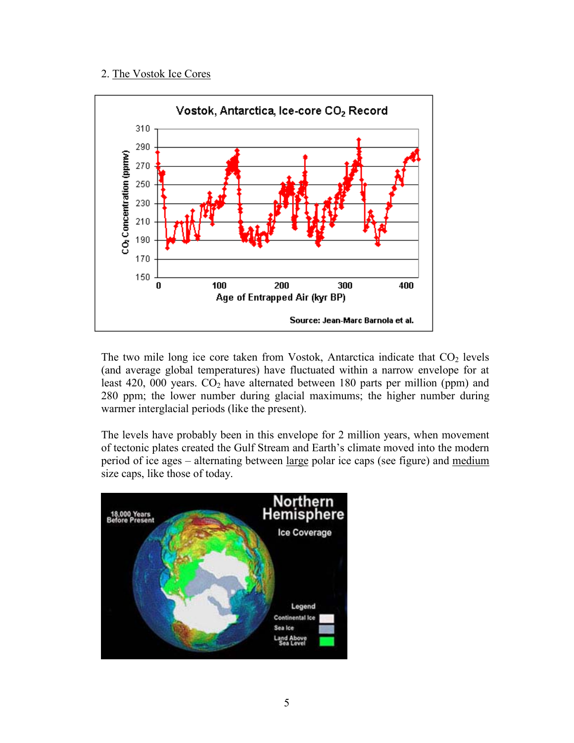2. <u>The Vostok Ice Cores</u>

The two mile long ice core taken from Vostok, Antarctica indicate that $CO_2$ levels (and average global temperatures) have fluctuated within a narrow envelope for at least 420, 000 years. $CO_2$ have alternated between 180 parts per million (ppm) and 280 ppm; the lower number during glacial maximums; the higher number during warmer interglacial periods (like the present).

The levels have probably been in this envelope for 2 million years, when movement of tectonic plates created the Gulf Stream and Earth's climate moved into the modern period of ice ages – alternating between <u>large</u> polar ice caps (see figure) and <u>medium</u> size caps, like those of today.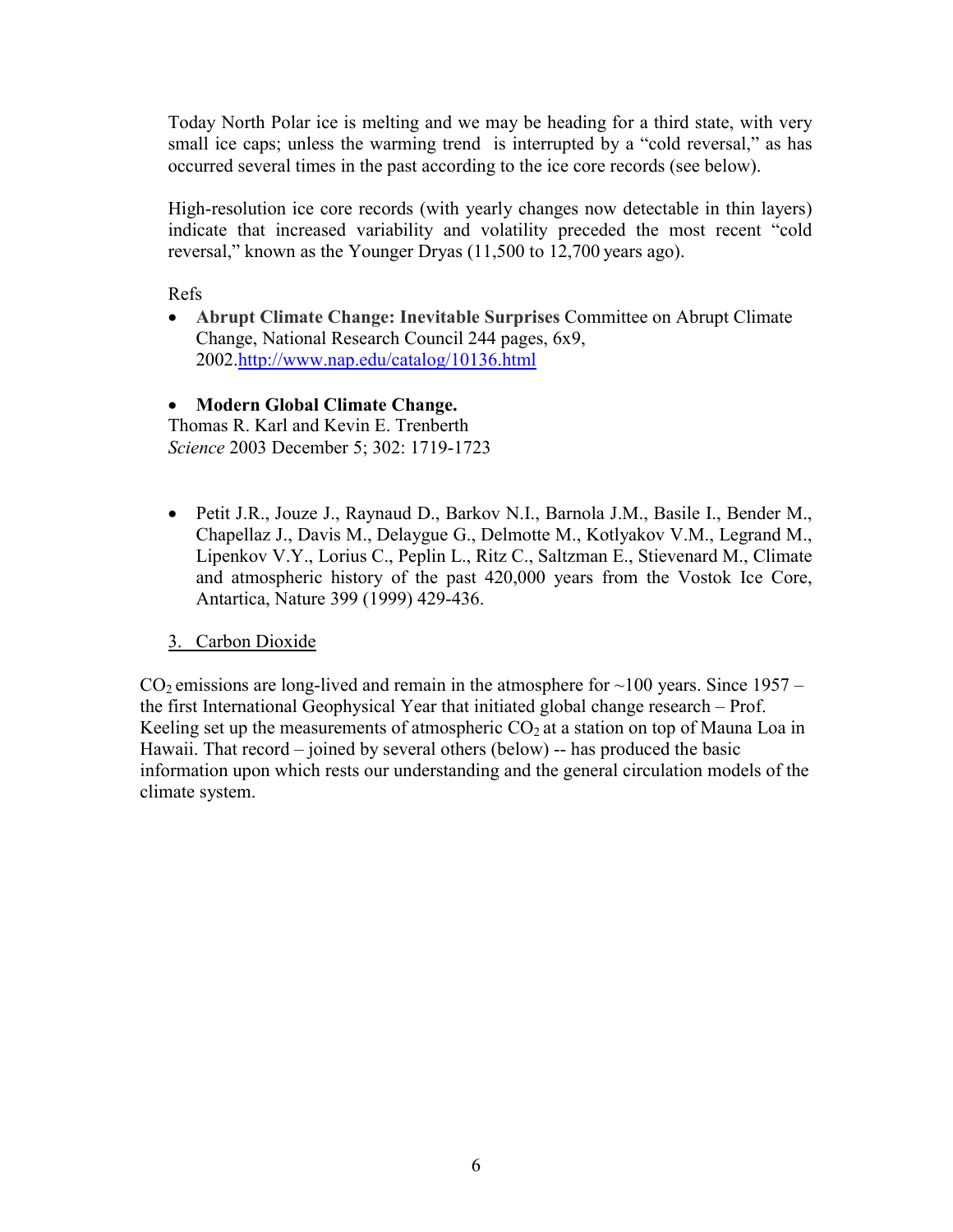Today North Polar ice is melting and we may be heading for a third state, with very small ice caps; unless the warming trend is interrupted by a "cold reversal," as has occurred several times in the past according to the ice core records (see below).

High-resolution ice core records (with yearly changes now detectable in thin layers) indicate that increased variability and volatility preceded the most recent "cold reversal," known as the Younger Dryas (11,500 to 12,700 years ago).

Refs

- **Abrupt Climate Change: Inevitable Surprises** Committee on Abrupt Climate Change, National Research Council 244 pages, 6x9, 2002.[http://www.nap.edu/catalog/10136.html](http://www.nap.edu/catalog/10136.html)

- **Modern Global Climate Change.**

Thomas R. Karl and Kevin E. Trenberth
*Science* 2003 December 5; 302: 1719-1723

- Petit J.R., Jouze J., Raynaud D., Barkov N.I., Barnola J.M., Basile I., Bender M., Chapellaz J., Davis M., Delaygue G., Delmotte M., Kotlyakov V.M., Legrand M., Lipenkov V.Y., Lorius C., Peplin L., Ritz C., Saltzman E., Stievenard M., Climate and atmospheric history of the past 420,000 years from the Vostok Ice Core, Antartica, Nature 399 (1999) 429-436.

## 3. Carbon Dioxide

$CO_2$ emissions are long-lived and remain in the atmosphere for ~100 years. Since 1957 – the first International Geophysical Year that initiated global change research – Prof. Keeling set up the measurements of atmospheric $CO_2$ at a station on top of Mauna Loa in Hawaii. That record – joined by several others (below) -- has produced the basic information upon which rests our understanding and the general circulation models of the climate system.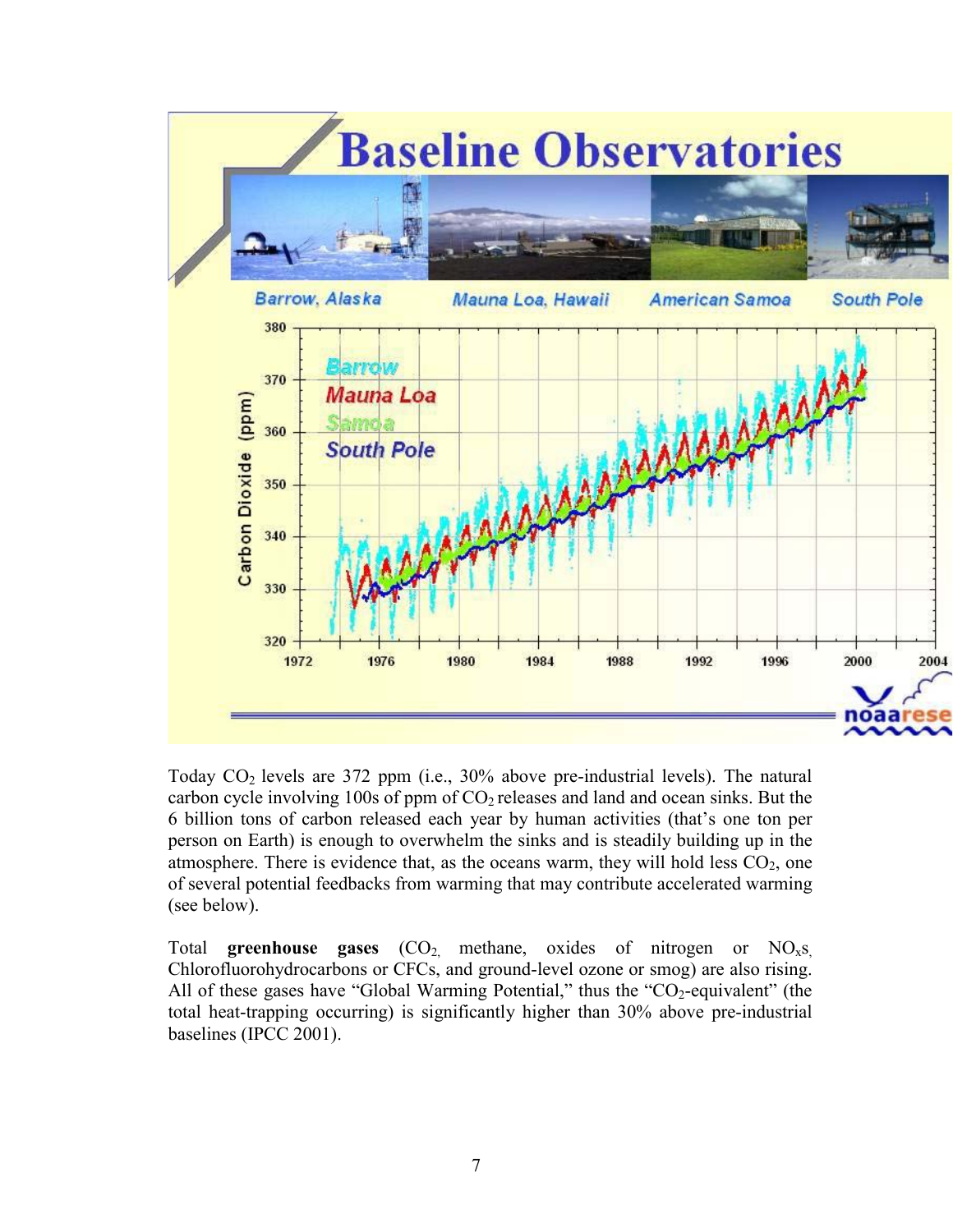Today $CO_2$ levels are 372 ppm (i.e., 30% above pre-industrial levels). The natural carbon cycle involving 100s of ppm of $CO_2$ releases and land and ocean sinks. But the 6 billion tons of carbon released each year by human activities (that's one ton per person on Earth) is enough to overwhelm the sinks and is steadily building up in the atmosphere. There is evidence that, as the oceans warm, they will hold less $CO_2$, one of several potential feedbacks from warming that may contribute accelerated warming (see below).

Total **greenhouse gases** ($CO_2$, methane, oxides of nitrogen or $NO_xs$, Chlorofluorohydrocarbons or CFCs, and ground-level ozone or smog) are also rising. All of these gases have "Global Warming Potential," thus the "$CO_2$-equivalent" (the total heat-trapping occurring) is significantly higher than 30% above pre-industrial baselines (IPCC 2001).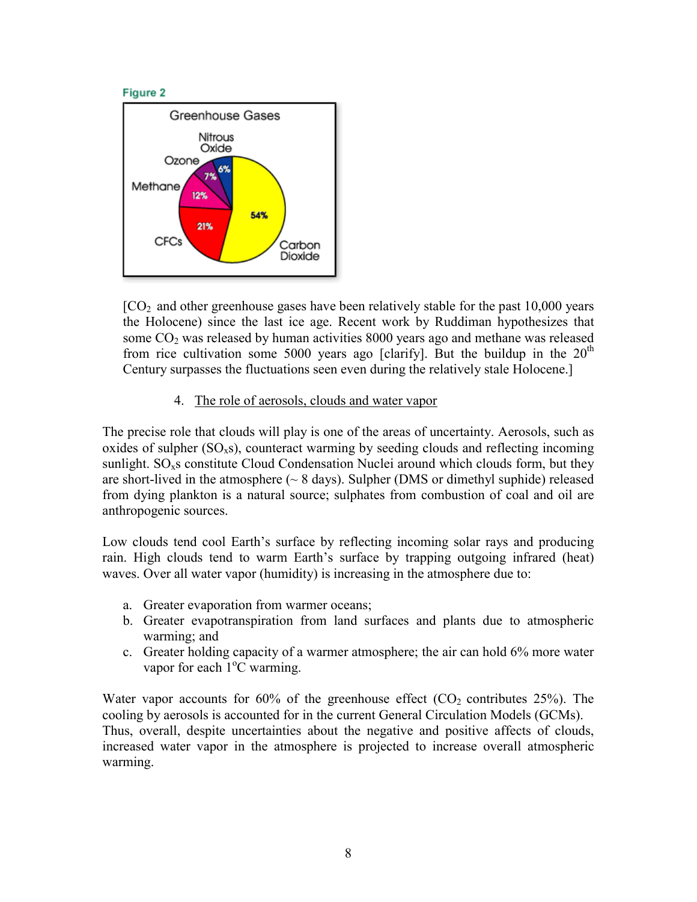**Figure 2**

Greenhouse Gases

| Gas | Share |
| --- | --- |
| Carbon Dioxide | 54% |
| CFCs | 21% |
| Methane | 12% |
| Ozone | 7% |
| Nitrous Oxide | 6% |

[$CO_2$ and other greenhouse gases have been relatively stable for the past 10,000 years the Holocene) since the last ice age. Recent work by Ruddiman hypothesizes that some $CO_2$ was released by human activities 8000 years ago and methane was released from rice cultivation some 5000 years ago [clarify]. But the buildup in the 20th Century surpasses the fluctuations seen even during the relatively stale Holocene.]

4. The role of aerosols, clouds and water vapor

The precise role that clouds will play is one of the areas of uncertainty. Aerosols, such as oxides of sulpher ($SO_x$s), counteract warming by seeding clouds and reflecting incoming sunlight. $SO_x$s constitute Cloud Condensation Nuclei around which clouds form, but they are short-lived in the atmosphere (~ 8 days). Sulpher (DMS or dimethyl suphide) released from dying plankton is a natural source; sulphates from combustion of coal and oil are anthropogenic sources.

Low clouds tend cool Earth's surface by reflecting incoming solar rays and producing rain. High clouds tend to warm Earth's surface by trapping outgoing infrared (heat) waves. Over all water vapor (humidity) is increasing in the atmosphere due to:

a. Greater evaporation from warmer oceans;
b. Greater evapotranspiration from land surfaces and plants due to atmospheric warming; and
c. Greater holding capacity of a warmer atmosphere; the air can hold 6% more water vapor for each $1^{o}$C warming.

Water vapor accounts for 60% of the greenhouse effect ($CO_2$ contributes 25%). The cooling by aerosols is accounted for in the current General Circulation Models (GCMs). Thus, overall, despite uncertainties about the negative and positive affects of clouds, increased water vapor in the atmosphere is projected to increase overall atmospheric warming.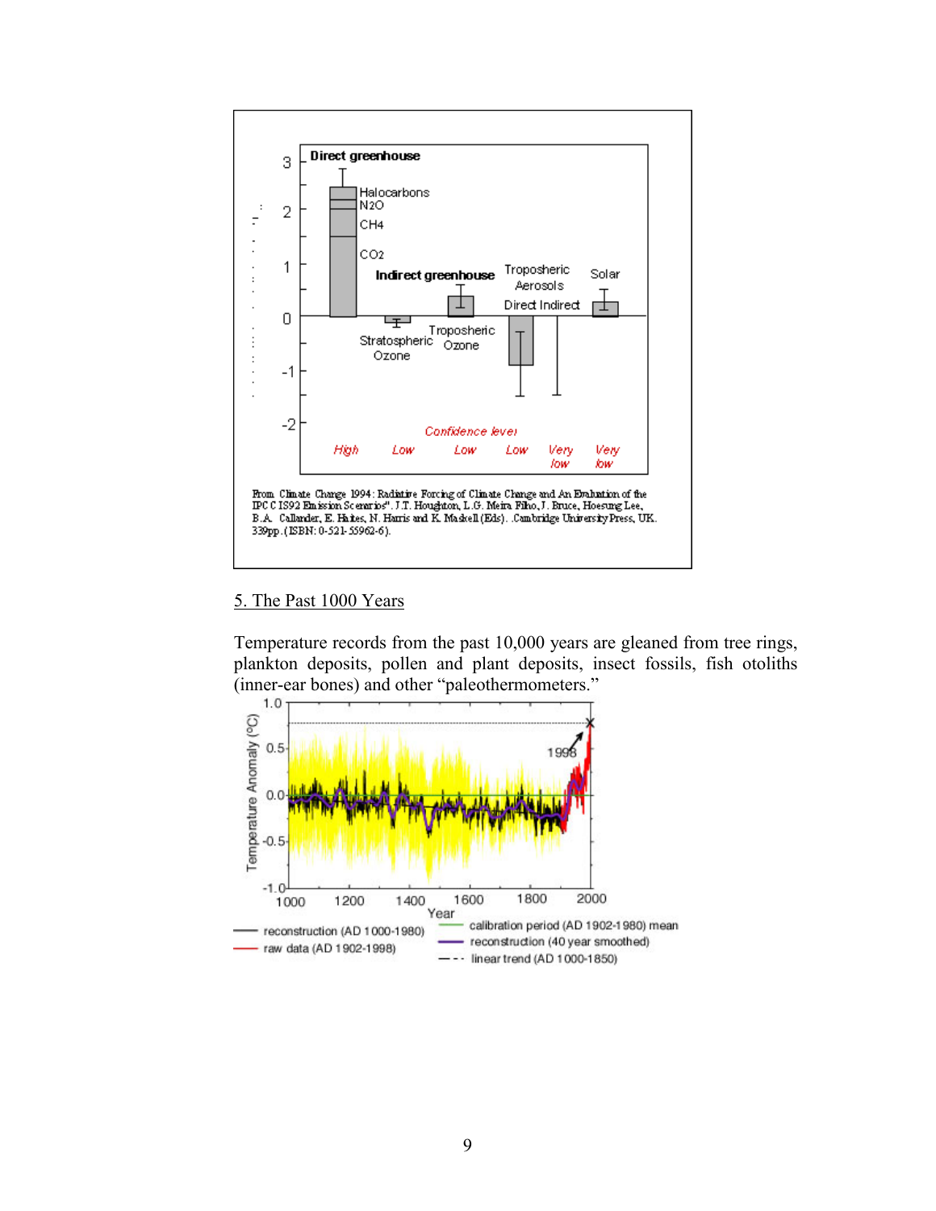From Climate Change 1994: Radiative Forcing of Climate Change and An Evaluation of the IPCC IS92 Emission Scenarios". J.T. Houghton, L.G. Meira Filho, J. Bruce, Hoesung Lee, B.A. Callander, E. Haites, N. Harris and K. Maskell (Eds). Cambridge University Press, UK. 339pp. (ISBN: 0-521-55962-6).

## 5. The Past 1000 Years

Temperature records from the past 10,000 years are gleaned from tree rings, plankton deposits, pollen and plant deposits, insect fossils, fish otoliths (inner-ear bones) and other "paleothermometers."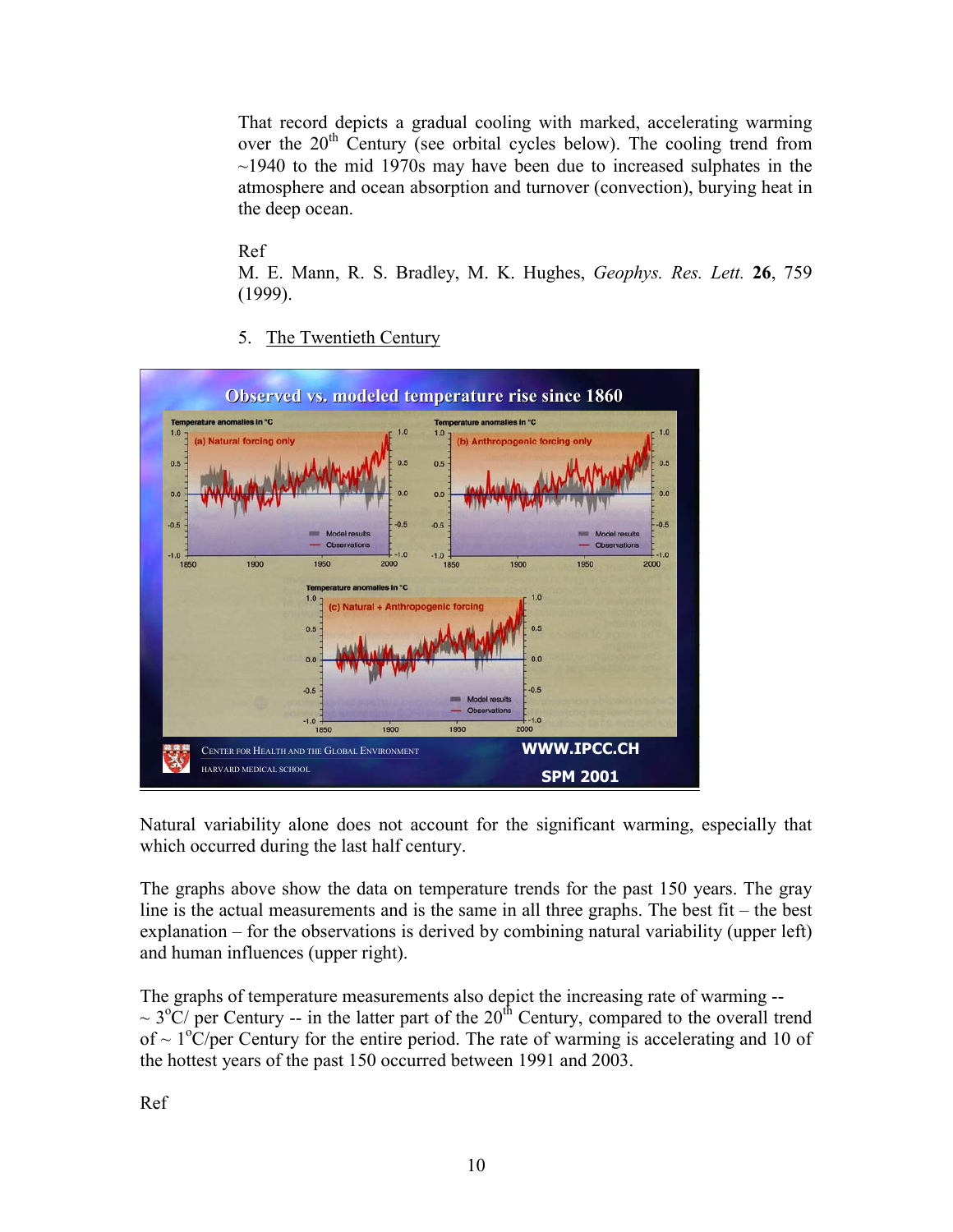That record depicts a gradual cooling with marked, accelerating warming over the 20th Century (see orbital cycles below). The cooling trend from ~1940 to the mid 1970s may have been due to increased sulphates in the atmosphere and ocean absorption and turnover (convection), burying heat in the deep ocean.

Ref
M. E. Mann, R. S. Bradley, M. K. Hughes, *Geophys. Res. Lett.* **26**, 759 (1999).

5. The Twentieth Century

Natural variability alone does not account for the significant warming, especially that which occurred during the last half century.

The graphs above show the data on temperature trends for the past 150 years. The gray line is the actual measurements and is the same in all three graphs. The best fit – the best explanation – for the observations is derived by combining natural variability (upper left) and human influences (upper right).

The graphs of temperature measurements also depict the increasing rate of warming -- ~ 3°C/ per Century -- in the latter part of the 20th Century, compared to the overall trend of ~ 1°C/per Century for the entire period. The rate of warming is accelerating and 10 of the hottest years of the past 150 occurred between 1991 and 2003.

Ref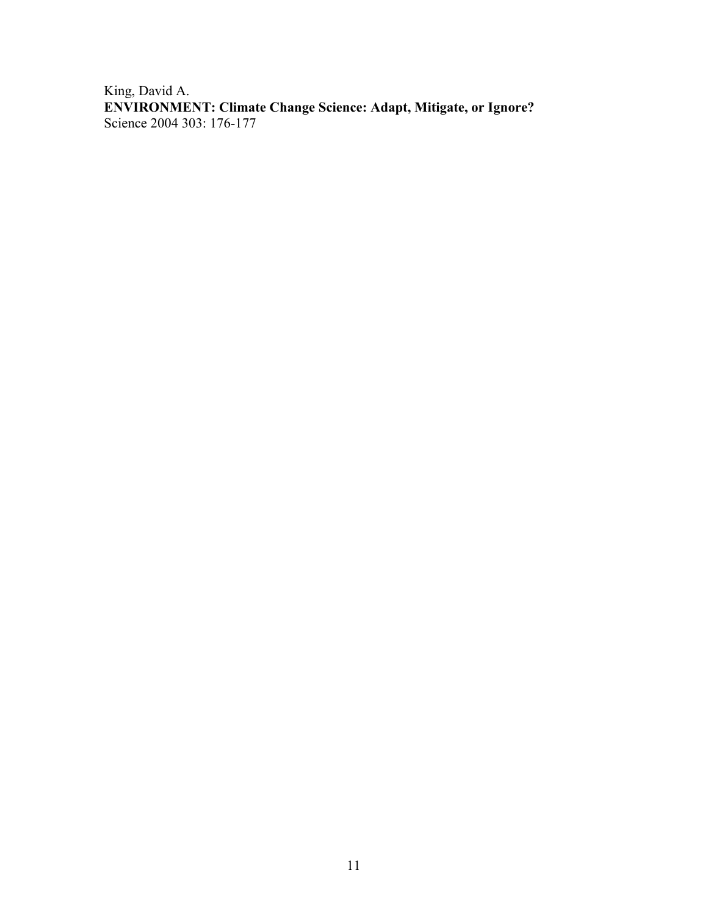King, David A.
**ENVIRONMENT: Climate Change Science: Adapt, Mitigate, or Ignore?**
Science 2004 303: 176-177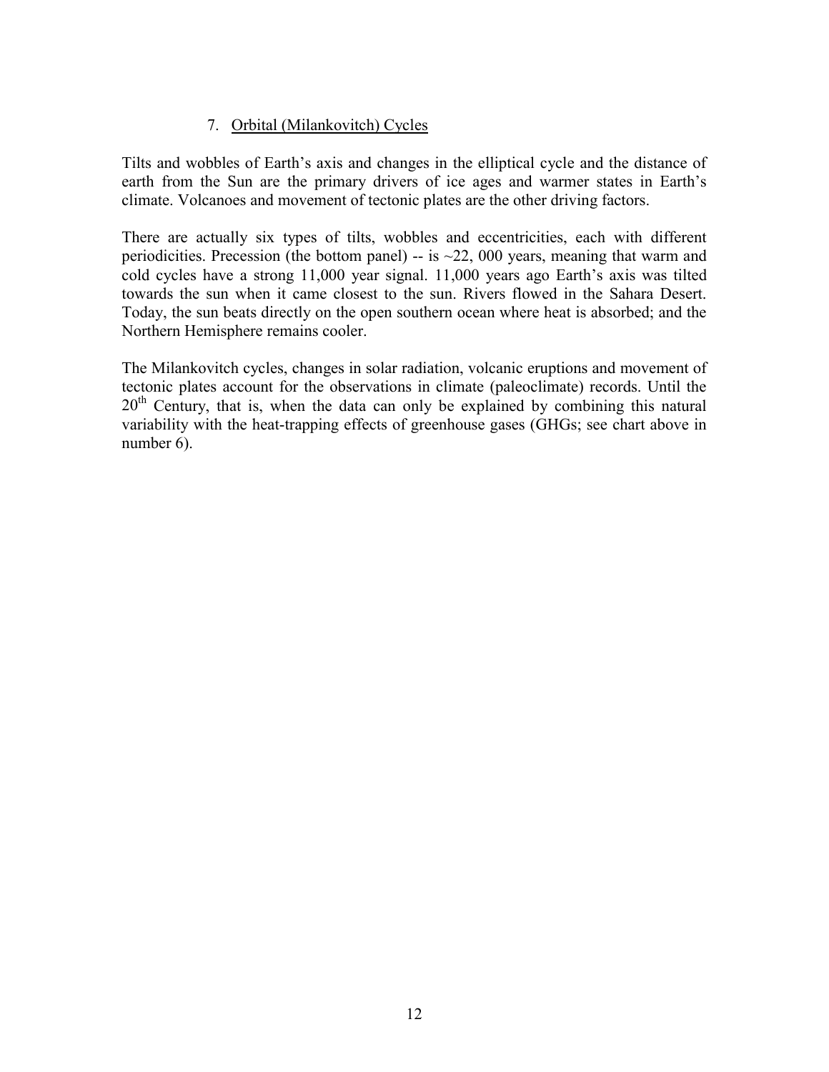7. Orbital (Milankovitch) Cycles

Tilts and wobbles of Earth's axis and changes in the elliptical cycle and the distance of earth from the Sun are the primary drivers of ice ages and warmer states in Earth's climate. Volcanoes and movement of tectonic plates are the other driving factors.

There are actually six types of tilts, wobbles and eccentricities, each with different periodicities. Precession (the bottom panel) -- is ~22, 000 years, meaning that warm and cold cycles have a strong 11,000 year signal. 11,000 years ago Earth's axis was tilted towards the sun when it came closest to the sun. Rivers flowed in the Sahara Desert. Today, the sun beats directly on the open southern ocean where heat is absorbed; and the Northern Hemisphere remains cooler.

The Milankovitch cycles, changes in solar radiation, volcanic eruptions and movement of tectonic plates account for the observations in climate (paleoclimate) records. Until the 20th Century, that is, when the data can only be explained by combining this natural variability with the heat-trapping effects of greenhouse gases (GHGs; see chart above in number 6).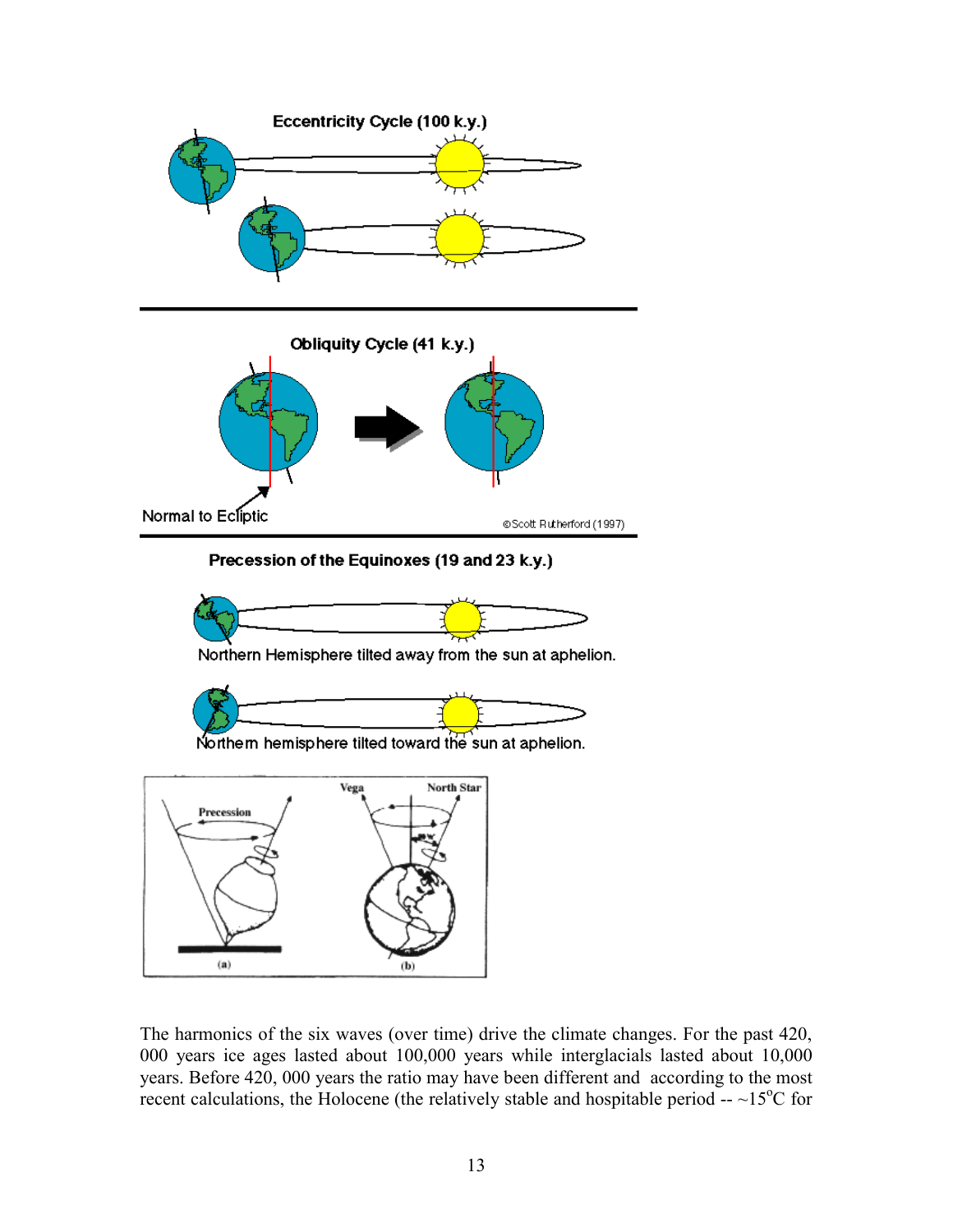Eccentricity Cycle (100 k.y.)

Obliquity Cycle (41 k.y.)

Normal to Ecliptic

©Scott Rutherford (1997)

Precession of the Equinoxes (19 and 23 k.y.)

Northern Hemisphere tilted away from the sun at aphelion.

Northern hemisphere tilted toward the sun at aphelion.

Precession

Vega

North Star

(a)

(b)

The harmonics of the six waves (over time) drive the climate changes. For the past 420, 000 years ice ages lasted about 100,000 years while interglacials lasted about 10,000 years. Before 420, 000 years the ratio may have been different and according to the most recent calculations, the Holocene (the relatively stable and hospitable period -- ~15°C for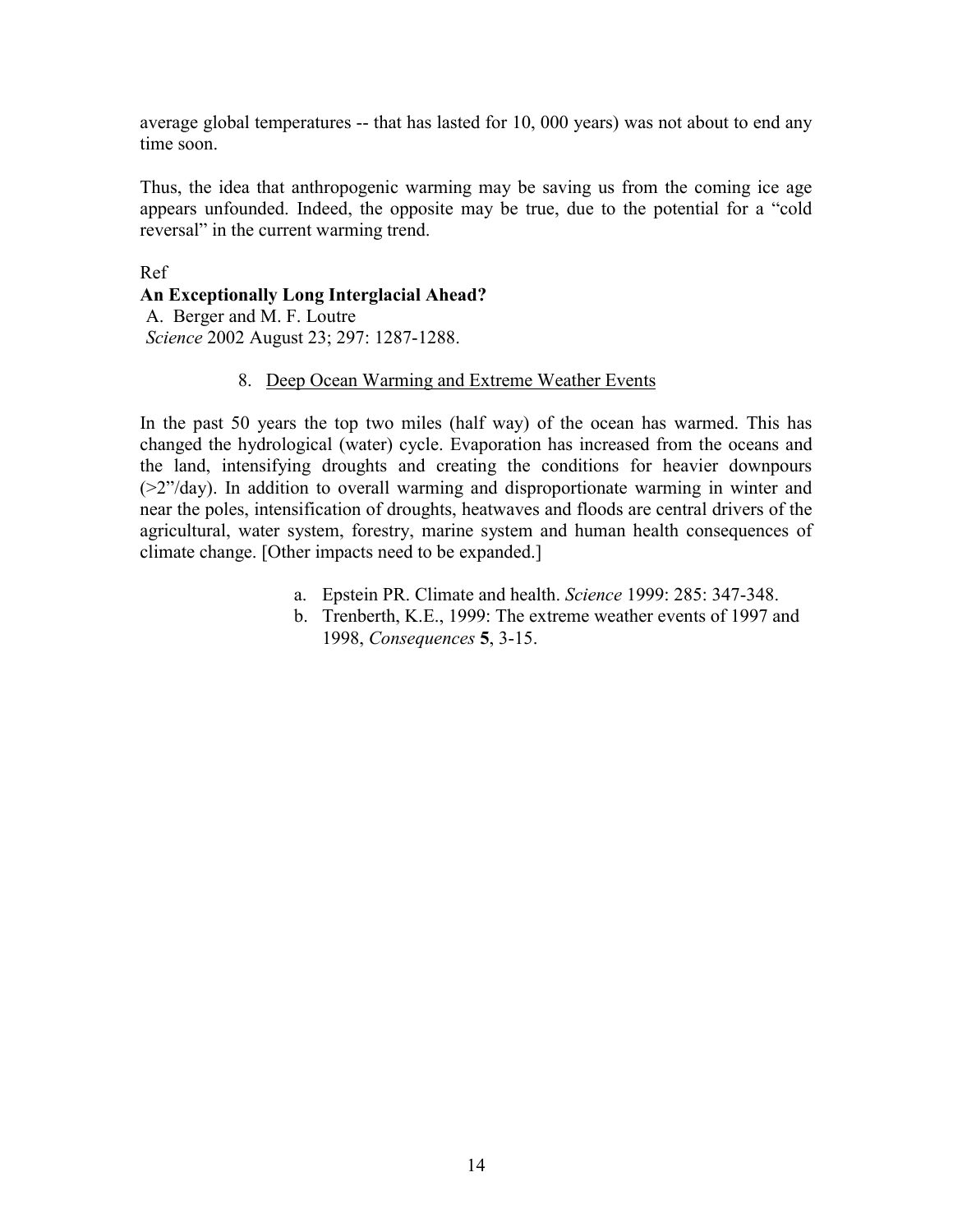average global temperatures -- that has lasted for 10, 000 years) was not about to end any time soon.

Thus, the idea that anthropogenic warming may be saving us from the coming ice age appears unfounded. Indeed, the opposite may be true, due to the potential for a "cold reversal" in the current warming trend.

Ref

**An Exceptionally Long Interglacial Ahead?**
A. Berger and M. F. Loutre
*Science* 2002 August 23; 297: 1287-1288.

## 8. Deep Ocean Warming and Extreme Weather Events

In the past 50 years the top two miles (half way) of the ocean has warmed. This has changed the hydrological (water) cycle. Evaporation has increased from the oceans and the land, intensifying droughts and creating the conditions for heavier downpours (>2"/day). In addition to overall warming and disproportionate warming in winter and near the poles, intensification of droughts, heatwaves and floods are central drivers of the agricultural, water system, forestry, marine system and human health consequences of climate change. [Other impacts need to be expanded.]

a. Epstein PR. Climate and health. *Science* 1999: 285: 347-348.
b. Trenberth, K.E., 1999: The extreme weather events of 1997 and 1998, *Consequences* **5**, 3-15.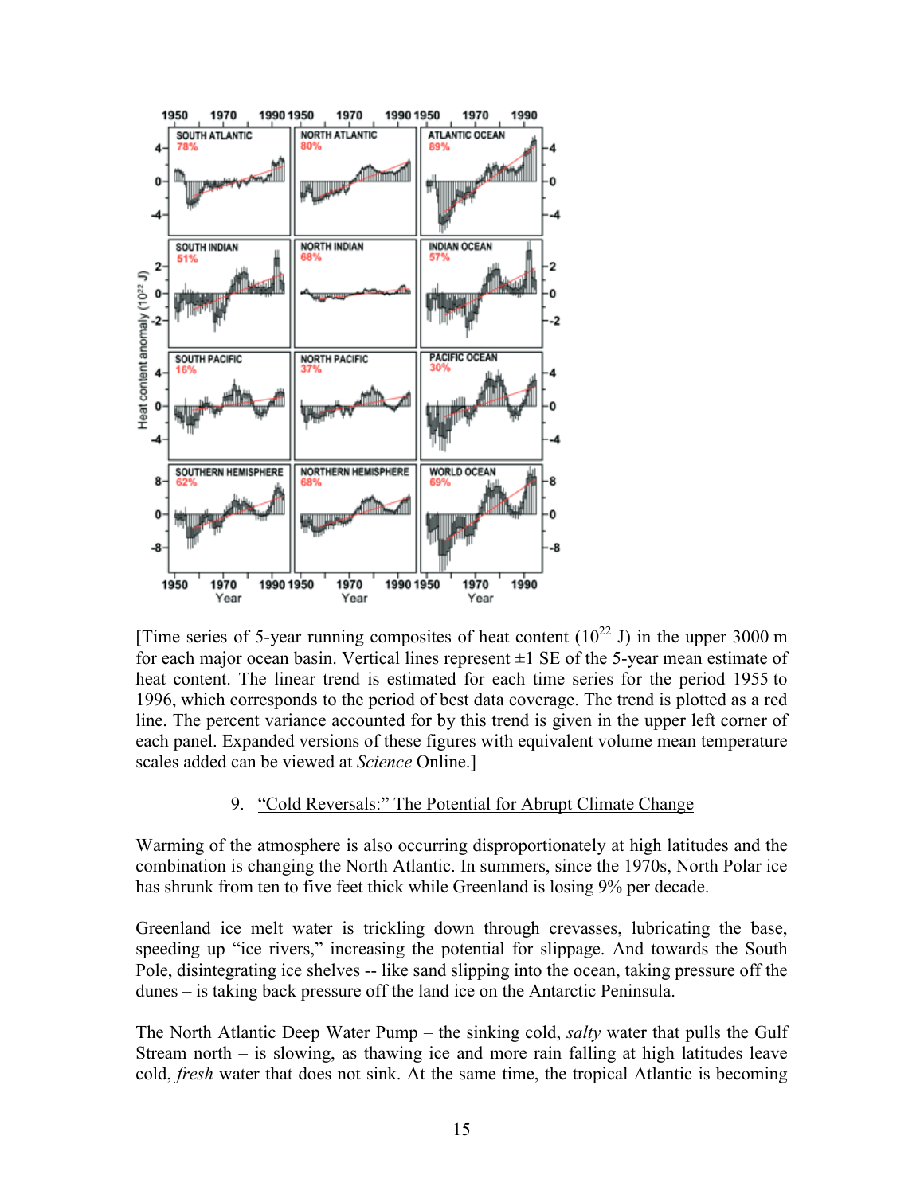[Time series of 5-year running composites of heat content ($10^{22}$ J) in the upper 3000 m for each major ocean basin. Vertical lines represent ±1 SE of the 5-year mean estimate of heat content. The linear trend is estimated for each time series for the period 1955 to 1996, which corresponds to the period of best data coverage. The trend is plotted as a red line. The percent variance accounted for by this trend is given in the upper left corner of each panel. Expanded versions of these figures with equivalent volume mean temperature scales added can be viewed at *Science* Online.]

## 9. "Cold Reversals:" The Potential for Abrupt Climate Change

Warming of the atmosphere is also occurring disproportionately at high latitudes and the combination is changing the North Atlantic. In summers, since the 1970s, North Polar ice has shrunk from ten to five feet thick while Greenland is losing 9% per decade.

Greenland ice melt water is trickling down through crevasses, lubricating the base, speeding up "ice rivers," increasing the potential for slippage. And towards the South Pole, disintegrating ice shelves -- like sand slipping into the ocean, taking pressure off the dunes – is taking back pressure off the land ice on the Antarctic Peninsula.

The North Atlantic Deep Water Pump – the sinking cold, *salty* water that pulls the Gulf Stream north – is slowing, as thawing ice and more rain falling at high latitudes leave cold, *fresh* water that does not sink. At the same time, the tropical Atlantic is becoming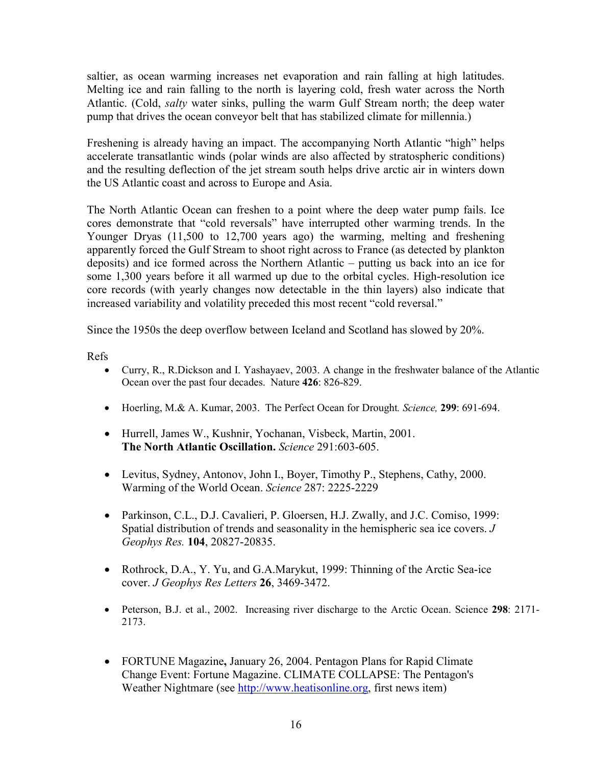saltier, as ocean warming increases net evaporation and rain falling at high latitudes. Melting ice and rain falling to the north is layering cold, fresh water across the North Atlantic. (Cold, *salty* water sinks, pulling the warm Gulf Stream north; the deep water pump that drives the ocean conveyor belt that has stabilized climate for millennia.)

Freshening is already having an impact. The accompanying North Atlantic "high" helps accelerate transatlantic winds (polar winds are also affected by stratospheric conditions) and the resulting deflection of the jet stream south helps drive arctic air in winters down the US Atlantic coast and across to Europe and Asia.

The North Atlantic Ocean can freshen to a point where the deep water pump fails. Ice cores demonstrate that "cold reversals" have interrupted other warming trends. In the Younger Dryas (11,500 to 12,700 years ago) the warming, melting and freshening apparently forced the Gulf Stream to shoot right across to France (as detected by plankton deposits) and ice formed across the Northern Atlantic – putting us back into an ice for some 1,300 years before it all warmed up due to the orbital cycles. High-resolution ice core records (with yearly changes now detectable in the thin layers) also indicate that increased variability and volatility preceded this most recent "cold reversal."

Since the 1950s the deep overflow between Iceland and Scotland has slowed by 20%.

Refs

- Curry, R., R.Dickson and I. Yashayaev, 2003. A change in the freshwater balance of the Atlantic Ocean over the past four decades. Nature **426**: 826-829.
- Hoerling, M.& A. Kumar, 2003. The Perfect Ocean for Drought*. Science,* **299**: 691-694.
- Hurrell, James W., Kushnir, Yochanan, Visbeck, Martin, 2001. **The North Atlantic Oscillation.** *Science* 291:603-605.
- Levitus, Sydney, Antonov, John I., Boyer, Timothy P., Stephens, Cathy, 2000. Warming of the World Ocean. *Science* 287: 2225-2229
- Parkinson, C.L., D.J. Cavalieri, P. Gloersen, H.J. Zwally, and J.C. Comiso, 1999: Spatial distribution of trends and seasonality in the hemispheric sea ice covers. *J Geophys Res.* **104**, 20827-20835.
- Rothrock, D.A., Y. Yu, and G.A.Marykut, 1999: Thinning of the Arctic Sea-ice cover. *J Geophys Res Letters* **26**, 3469-3472.
- Peterson, B.J. et al., 2002. Increasing river discharge to the Arctic Ocean. Science **298**: 2171-2173.
- FORTUNE Magazine**,** January 26, 2004. Pentagon Plans for Rapid Climate Change Event: Fortune Magazine. CLIMATE COLLAPSE: The Pentagon's Weather Nightmare (see http://www.heatisonline.org, first news item)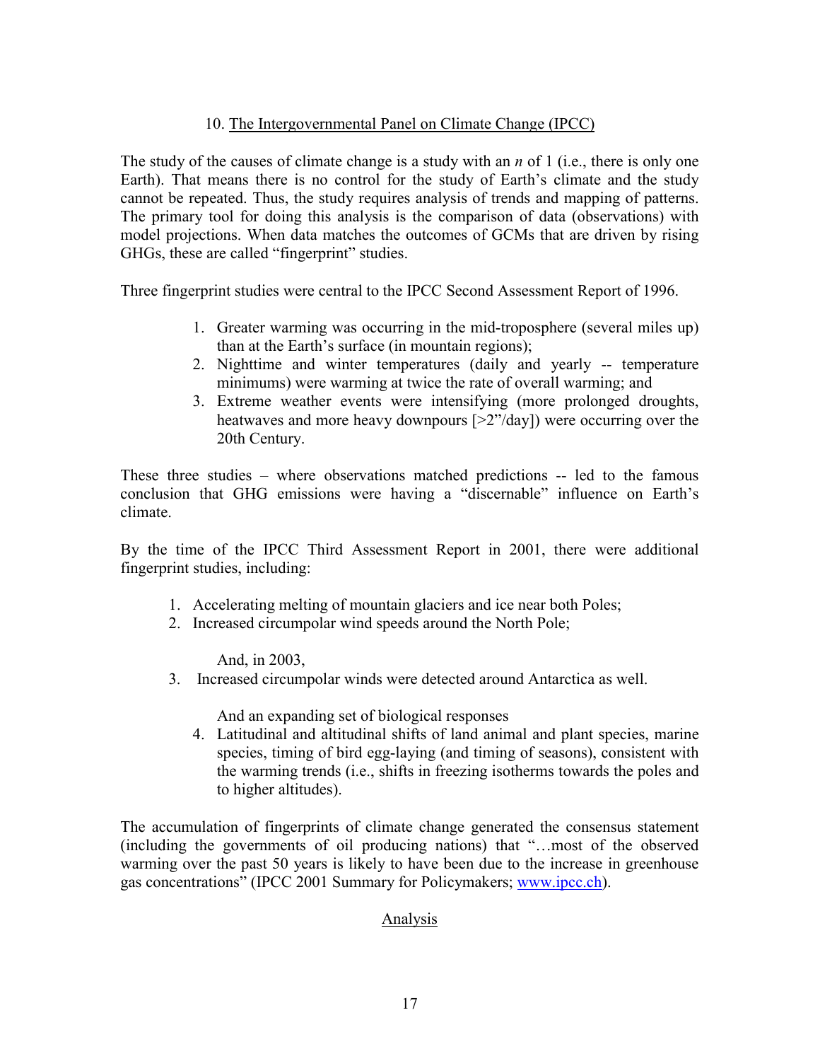## 10. The Intergovernmental Panel on Climate Change (IPCC)

The study of the causes of climate change is a study with an *n* of 1 (i.e., there is only one Earth). That means there is no control for the study of Earth's climate and the study cannot be repeated. Thus, the study requires analysis of trends and mapping of patterns. The primary tool for doing this analysis is the comparison of data (observations) with model projections. When data matches the outcomes of GCMs that are driven by rising GHGs, these are called "fingerprint" studies.

Three fingerprint studies were central to the IPCC Second Assessment Report of 1996.

1. Greater warming was occurring in the mid-troposphere (several miles up) than at the Earth's surface (in mountain regions);
2. Nighttime and winter temperatures (daily and yearly -- temperature minimums) were warming at twice the rate of overall warming; and
3. Extreme weather events were intensifying (more prolonged droughts, heatwaves and more heavy downpours [>2"/day]) were occurring over the 20th Century.

These three studies – where observations matched predictions -- led to the famous conclusion that GHG emissions were having a "discernable" influence on Earth's climate.

By the time of the IPCC Third Assessment Report in 2001, there were additional fingerprint studies, including:

1. Accelerating melting of mountain glaciers and ice near both Poles;
2. Increased circumpolar wind speeds around the North Pole;

   And, in 2003,

3. Increased circumpolar winds were detected around Antarctica as well.

   And an expanding set of biological responses

4. Latitudinal and altitudinal shifts of land animal and plant species, marine species, timing of bird egg-laying (and timing of seasons), consistent with the warming trends (i.e., shifts in freezing isotherms towards the poles and to higher altitudes).

The accumulation of fingerprints of climate change generated the consensus statement (including the governments of oil producing nations) that "…most of the observed warming over the past 50 years is likely to have been due to the increase in greenhouse gas concentrations" (IPCC 2001 Summary for Policymakers; www.ipcc.ch).

### Analysis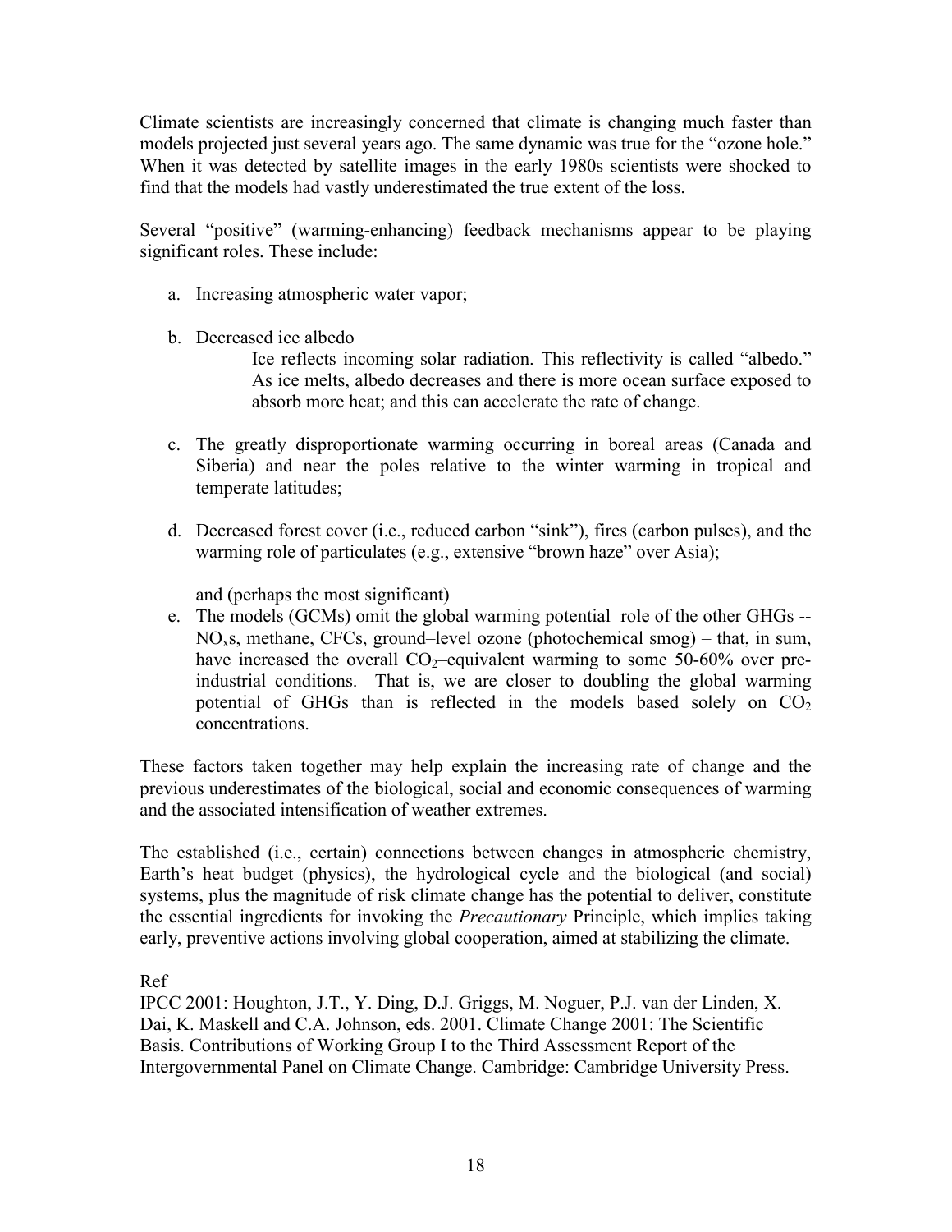Climate scientists are increasingly concerned that climate is changing much faster than models projected just several years ago. The same dynamic was true for the "ozone hole." When it was detected by satellite images in the early 1980s scientists were shocked to find that the models had vastly underestimated the true extent of the loss.

Several "positive" (warming-enhancing) feedback mechanisms appear to be playing significant roles. These include:

a. Increasing atmospheric water vapor;

b. Decreased ice albedo

   Ice reflects incoming solar radiation. This reflectivity is called "albedo." As ice melts, albedo decreases and there is more ocean surface exposed to absorb more heat; and this can accelerate the rate of change.

c. The greatly disproportionate warming occurring in boreal areas (Canada and Siberia) and near the poles relative to the winter warming in tropical and temperate latitudes;

d. Decreased forest cover (i.e., reduced carbon "sink"), fires (carbon pulses), and the warming role of particulates (e.g., extensive "brown haze" over Asia);

   and (perhaps the most significant)

e. The models (GCMs) omit the global warming potential role of the other GHGs -- $NO_x$s, methane, CFCs, ground–level ozone (photochemical smog) – that, in sum, have increased the overall $CO_2$–equivalent warming to some 50-60% over pre-industrial conditions. That is, we are closer to doubling the global warming potential of GHGs than is reflected in the models based solely on $CO_2$ concentrations.

These factors taken together may help explain the increasing rate of change and the previous underestimates of the biological, social and economic consequences of warming and the associated intensification of weather extremes.

The established (i.e., certain) connections between changes in atmospheric chemistry, Earth's heat budget (physics), the hydrological cycle and the biological (and social) systems, plus the magnitude of risk climate change has the potential to deliver, constitute the essential ingredients for invoking the *Precautionary* Principle, which implies taking early, preventive actions involving global cooperation, aimed at stabilizing the climate.

Ref

IPCC 2001: Houghton, J.T., Y. Ding, D.J. Griggs, M. Noguer, P.J. van der Linden, X. Dai, K. Maskell and C.A. Johnson, eds. 2001. Climate Change 2001: The Scientific Basis. Contributions of Working Group I to the Third Assessment Report of the Intergovernmental Panel on Climate Change. Cambridge: Cambridge University Press.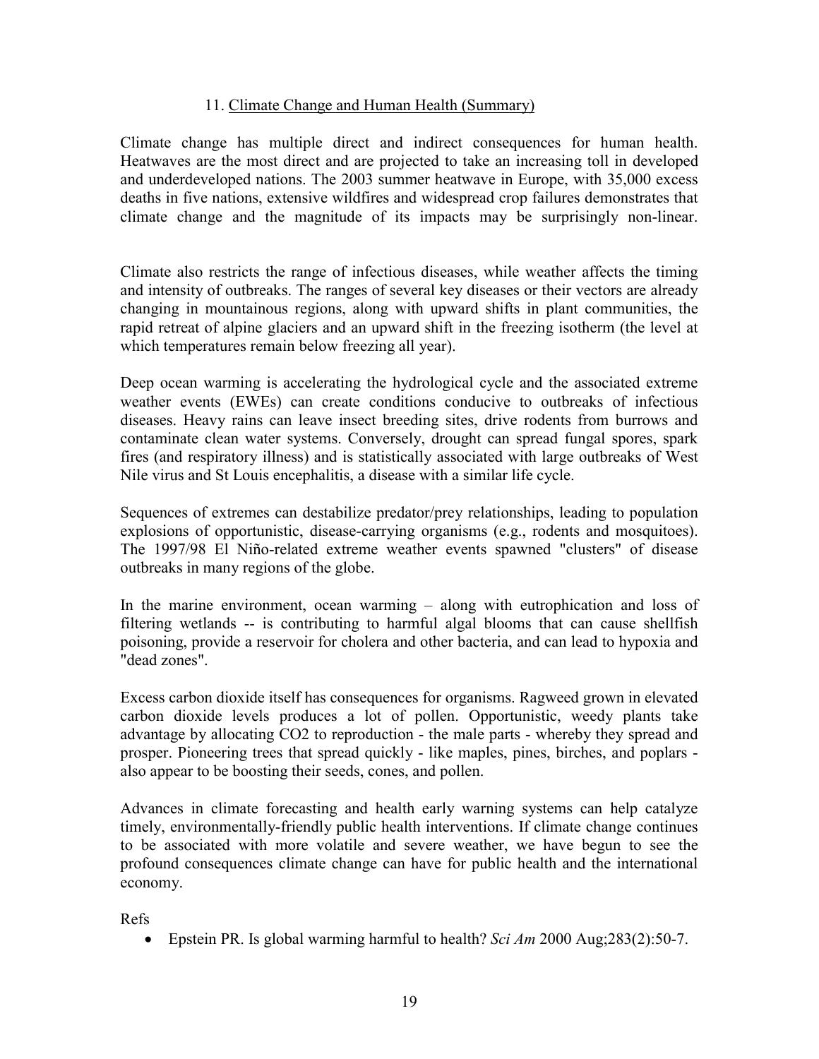## 11. Climate Change and Human Health (Summary)

Climate change has multiple direct and indirect consequences for human health. Heatwaves are the most direct and are projected to take an increasing toll in developed and underdeveloped nations. The 2003 summer heatwave in Europe, with 35,000 excess deaths in five nations, extensive wildfires and widespread crop failures demonstrates that climate change and the magnitude of its impacts may be surprisingly non-linear.

Climate also restricts the range of infectious diseases, while weather affects the timing and intensity of outbreaks. The ranges of several key diseases or their vectors are already changing in mountainous regions, along with upward shifts in plant communities, the rapid retreat of alpine glaciers and an upward shift in the freezing isotherm (the level at which temperatures remain below freezing all year).

Deep ocean warming is accelerating the hydrological cycle and the associated extreme weather events (EWEs) can create conditions conducive to outbreaks of infectious diseases. Heavy rains can leave insect breeding sites, drive rodents from burrows and contaminate clean water systems. Conversely, drought can spread fungal spores, spark fires (and respiratory illness) and is statistically associated with large outbreaks of West Nile virus and St Louis encephalitis, a disease with a similar life cycle.

Sequences of extremes can destabilize predator/prey relationships, leading to population explosions of opportunistic, disease-carrying organisms (e.g., rodents and mosquitoes). The 1997/98 El Niño-related extreme weather events spawned "clusters" of disease outbreaks in many regions of the globe.

In the marine environment, ocean warming – along with eutrophication and loss of filtering wetlands -- is contributing to harmful algal blooms that can cause shellfish poisoning, provide a reservoir for cholera and other bacteria, and can lead to hypoxia and "dead zones".

Excess carbon dioxide itself has consequences for organisms. Ragweed grown in elevated carbon dioxide levels produces a lot of pollen. Opportunistic, weedy plants take advantage by allocating $CO_2$ to reproduction - the male parts - whereby they spread and prosper. Pioneering trees that spread quickly - like maples, pines, birches, and poplars - also appear to be boosting their seeds, cones, and pollen.

Advances in climate forecasting and health early warning systems can help catalyze timely, environmentally-friendly public health interventions. If climate change continues to be associated with more volatile and severe weather, we have begun to see the profound consequences climate change can have for public health and the international economy.

Refs

- Epstein PR. Is global warming harmful to health? *Sci Am* 2000 Aug;283(2):50-7.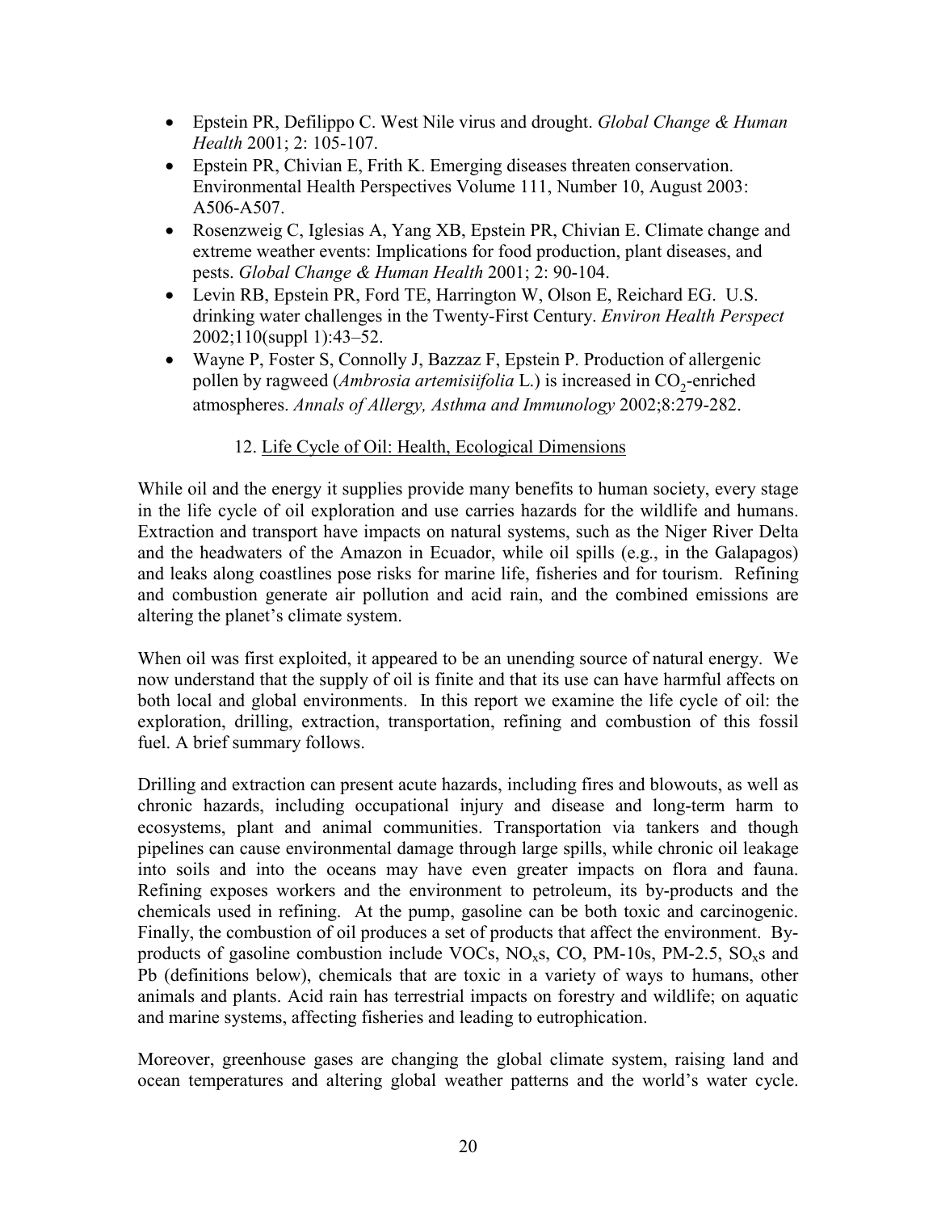- Epstein PR, Defilippo C. West Nile virus and drought. *Global Change & Human Health* 2001; 2: 105-107.
- Epstein PR, Chivian E, Frith K. Emerging diseases threaten conservation. Environmental Health Perspectives Volume 111, Number 10, August 2003: A506-A507.
- Rosenzweig C, Iglesias A, Yang XB, Epstein PR, Chivian E. Climate change and extreme weather events: Implications for food production, plant diseases, and pests. *Global Change & Human Health* 2001; 2: 90-104.
- Levin RB, Epstein PR, Ford TE, Harrington W, Olson E, Reichard EG. U.S. drinking water challenges in the Twenty-First Century. *Environ Health Perspect* 2002;110(suppl 1):43–52.
- Wayne P, Foster S, Connolly J, Bazzaz F, Epstein P. Production of allergenic pollen by ragweed (*Ambrosia artemisiifolia* L.) is increased in $CO_2$-enriched atmospheres. *Annals of Allergy, Asthma and Immunology* 2002;8:279-282.

## 12. Life Cycle of Oil: Health, Ecological Dimensions

While oil and the energy it supplies provide many benefits to human society, every stage in the life cycle of oil exploration and use carries hazards for the wildlife and humans. Extraction and transport have impacts on natural systems, such as the Niger River Delta and the headwaters of the Amazon in Ecuador, while oil spills (e.g., in the Galapagos) and leaks along coastlines pose risks for marine life, fisheries and for tourism. Refining and combustion generate air pollution and acid rain, and the combined emissions are altering the planet's climate system.

When oil was first exploited, it appeared to be an unending source of natural energy. We now understand that the supply of oil is finite and that its use can have harmful affects on both local and global environments. In this report we examine the life cycle of oil: the exploration, drilling, extraction, transportation, refining and combustion of this fossil fuel. A brief summary follows.

Drilling and extraction can present acute hazards, including fires and blowouts, as well as chronic hazards, including occupational injury and disease and long-term harm to ecosystems, plant and animal communities. Transportation via tankers and though pipelines can cause environmental damage through large spills, while chronic oil leakage into soils and into the oceans may have even greater impacts on flora and fauna. Refining exposes workers and the environment to petroleum, its by-products and the chemicals used in refining. At the pump, gasoline can be both toxic and carcinogenic. Finally, the combustion of oil produces a set of products that affect the environment. By-products of gasoline combustion include VOCs, $NO_x$s, CO, PM-10s, PM-2.5, $SO_x$s and Pb (definitions below), chemicals that are toxic in a variety of ways to humans, other animals and plants. Acid rain has terrestrial impacts on forestry and wildlife; on aquatic and marine systems, affecting fisheries and leading to eutrophication.

Moreover, greenhouse gases are changing the global climate system, raising land and ocean temperatures and altering global weather patterns and the world's water cycle.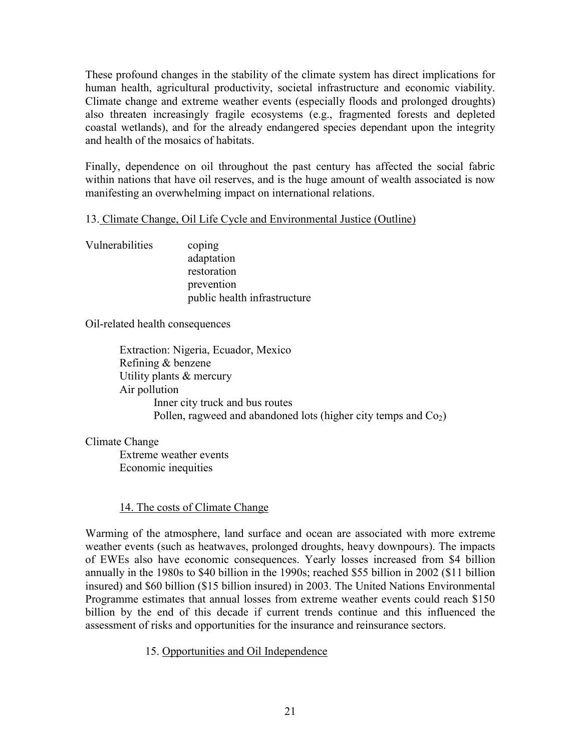These profound changes in the stability of the climate system has direct implications for human health, agricultural productivity, societal infrastructure and economic viability. Climate change and extreme weather events (especially floods and prolonged droughts) also threaten increasingly fragile ecosystems (e.g., fragmented forests and depleted coastal wetlands), and for the already endangered species dependant upon the integrity and health of the mosaics of habitats.

Finally, dependence on oil throughout the past century has affected the social fabric within nations that have oil reserves, and is the huge amount of wealth associated is now manifesting an overwhelming impact on international relations.

## 13. Climate Change, Oil Life Cycle and Environmental Justice (Outline)

Vulnerabilities
- coping
- adaptation
- restoration
- prevention
- public health infrastructure

Oil-related health consequences
- Extraction: Nigeria, Ecuador, Mexico
- Refining & benzene
- Utility plants & mercury
- Air pollution
  - Inner city truck and bus routes
  - Pollen, ragweed and abandoned lots (higher city temps and $Co_2$)

Climate Change
- Extreme weather events
- Economic inequities

## 14. The costs of Climate Change

Warming of the atmosphere, land surface and ocean are associated with more extreme weather events (such as heatwaves, prolonged droughts, heavy downpours). The impacts of EWEs also have economic consequences. Yearly losses increased from $4 billion annually in the 1980s to $40 billion in the 1990s; reached $55 billion in 2002 ($11 billion insured) and $60 billion ($15 billion insured) in 2003. The United Nations Environmental Programme estimates that annual losses from extreme weather events could reach $150 billion by the end of this decade if current trends continue and this influenced the assessment of risks and opportunities for the insurance and reinsurance sectors.

## 15. Opportunities and Oil Independence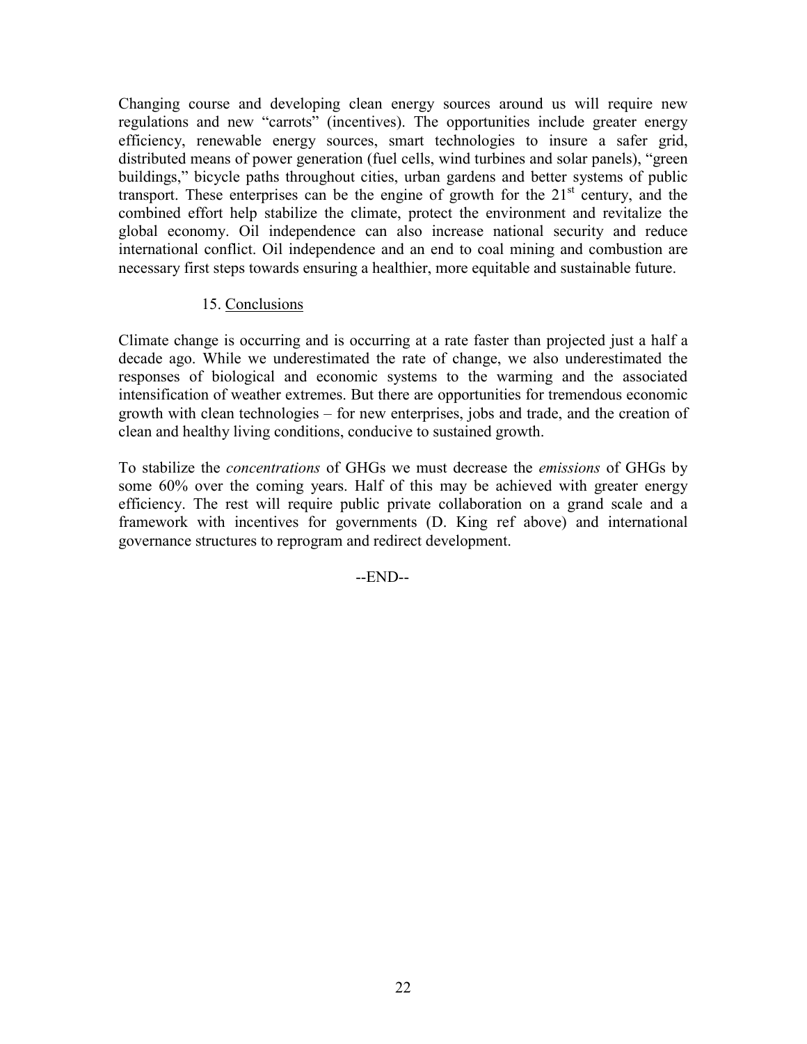Changing course and developing clean energy sources around us will require new regulations and new "carrots" (incentives). The opportunities include greater energy efficiency, renewable energy sources, smart technologies to insure a safer grid, distributed means of power generation (fuel cells, wind turbines and solar panels), "green buildings," bicycle paths throughout cities, urban gardens and better systems of public transport. These enterprises can be the engine of growth for the 21st century, and the combined effort help stabilize the climate, protect the environment and revitalize the global economy. Oil independence can also increase national security and reduce international conflict. Oil independence and an end to coal mining and combustion are necessary first steps towards ensuring a healthier, more equitable and sustainable future.

## 15. Conclusions

Climate change is occurring and is occurring at a rate faster than projected just a half a decade ago. While we underestimated the rate of change, we also underestimated the responses of biological and economic systems to the warming and the associated intensification of weather extremes. But there are opportunities for tremendous economic growth with clean technologies – for new enterprises, jobs and trade, and the creation of clean and healthy living conditions, conducive to sustained growth.

To stabilize the *concentrations* of GHGs we must decrease the *emissions* of GHGs by some 60% over the coming years. Half of this may be achieved with greater energy efficiency. The rest will require public private collaboration on a grand scale and a framework with incentives for governments (D. King ref above) and international governance structures to reprogram and redirect development.

--END--